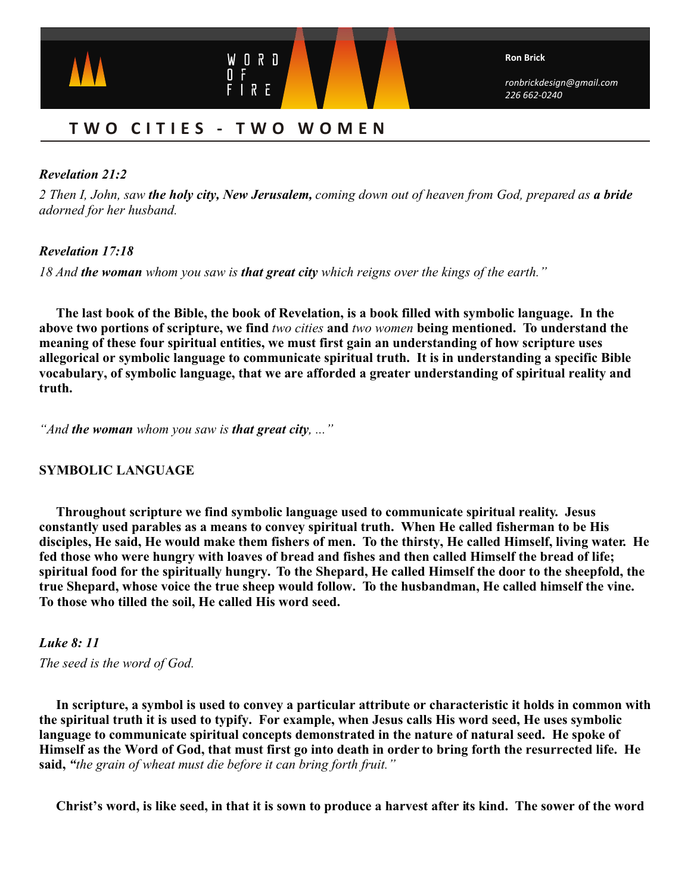WORD OF FIRE

**Ron Brick**

*ronbrickdesign@gmail.com*
*226 662-0240*

## TWO CITIES - TWO WOMEN

***Revelation 21:2***

*2 Then I, John, saw **the holy city, New Jerusalem,** coming down out of heaven from God, prepared as **a bride** adorned for her husband.*

***Revelation 17:18***

*18 And **the woman** whom you saw is **that great city** which reigns over the kings of the earth."*

**The last book of the Bible, the book of Revelation, is a book filled with symbolic language. In the above two portions of scripture, we find** *two cities* **and** *two women* **being mentioned. To understand the meaning of these four spiritual entities, we must first gain an understanding of how scripture uses allegorical or symbolic language to communicate spiritual truth. It is in understanding a specific Bible vocabulary, of symbolic language, that we are afforded a greater understanding of spiritual reality and truth.**

*"And **the woman** whom you saw is **that great city**, ..."*

**SYMBOLIC LANGUAGE**

**Throughout scripture we find symbolic language used to communicate spiritual reality. Jesus constantly used parables as a means to convey spiritual truth. When He called fisherman to be His disciples, He said, He would make them fishers of men. To the thirsty, He called Himself, living water. He fed those who were hungry with loaves of bread and fishes and then called Himself the bread of life; spiritual food for the spiritually hungry. To the Shepard, He called Himself the door to the sheepfold, the true Shepard, whose voice the true sheep would follow. To the husbandman, He called himself the vine. To those who tilled the soil, He called His word seed.**

***Luke 8: 11***

*The seed is the word of God.*

**In scripture, a symbol is used to convey a particular attribute or characteristic it holds in common with the spiritual truth it is used to typify. For example, when Jesus calls His word seed, He uses symbolic language to communicate spiritual concepts demonstrated in the nature of natural seed. He spoke of Himself as the Word of God, that must first go into death in order to bring forth the resurrected life. He said, "***the grain of wheat must die before it can bring forth fruit."*

**Christ's word, is like seed, in that it is sown to produce a harvest after its kind. The sower of the word**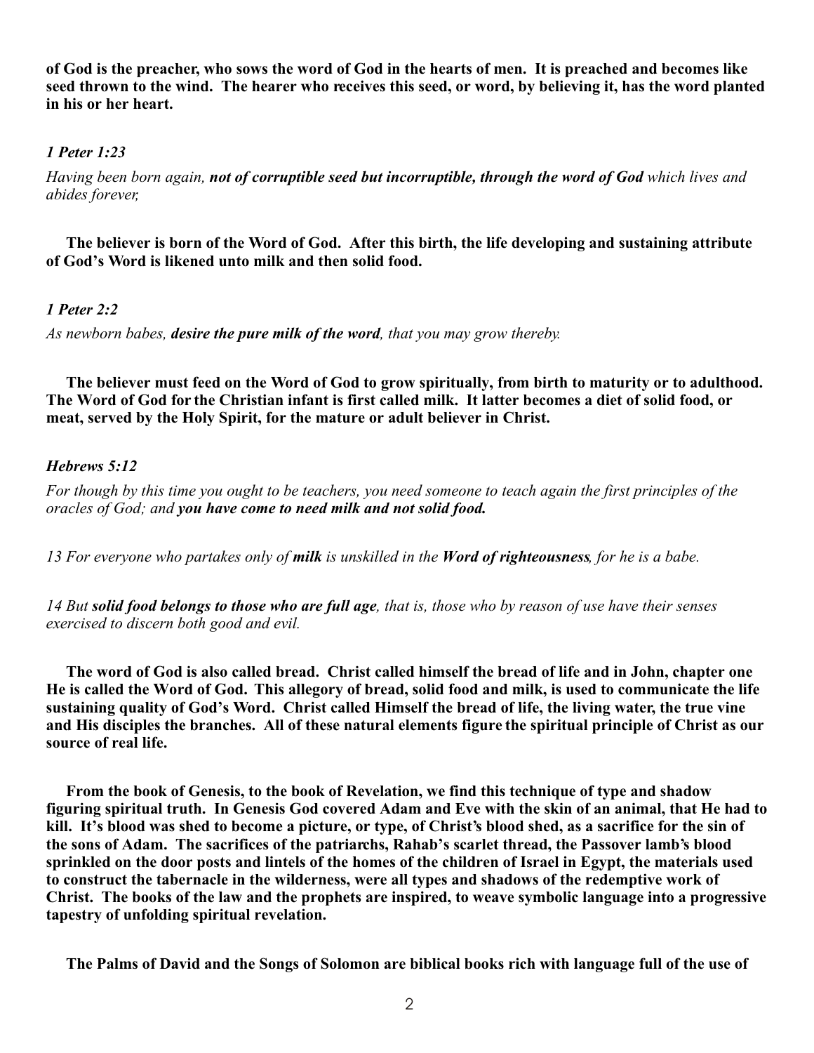**of God is the preacher, who sows the word of God in the hearts of men. It is preached and becomes like seed thrown to the wind. The hearer who receives this seed, or word, by believing it, has the word planted in his or her heart.**

***1 Peter 1:23***

*Having been born again,* ***not of corruptible seed but incorruptible, through the word of God*** *which lives and abides forever,*

**The believer is born of the Word of God. After this birth, the life developing and sustaining attribute of God's Word is likened unto milk and then solid food.**

***1 Peter 2:2***

*As newborn babes,* ***desire the pure milk of the word****, that you may grow thereby.*

**The believer must feed on the Word of God to grow spiritually, from birth to maturity or to adulthood. The Word of God for the Christian infant is first called milk. It latter becomes a diet of solid food, or meat, served by the Holy Spirit, for the mature or adult believer in Christ.**

***Hebrews 5:12***

*For though by this time you ought to be teachers, you need someone to teach again the first principles of the oracles of God; and* ***you have come to need milk and not solid food.***

*13 For everyone who partakes only of* ***milk*** *is unskilled in the* ***Word of righteousness****, for he is a babe.*

*14 But* ***solid food belongs to those who are full age****, that is, those who by reason of use have their senses exercised to discern both good and evil.*

**The word of God is also called bread. Christ called himself the bread of life and in John, chapter one He is called the Word of God. This allegory of bread, solid food and milk, is used to communicate the life sustaining quality of God's Word. Christ called Himself the bread of life, the living water, the true vine and His disciples the branches. All of these natural elements figure the spiritual principle of Christ as our source of real life.**

**From the book of Genesis, to the book of Revelation, we find this technique of type and shadow figuring spiritual truth. In Genesis God covered Adam and Eve with the skin of an animal, that He had to kill. It's blood was shed to become a picture, or type, of Christ's blood shed, as a sacrifice for the sin of the sons of Adam. The sacrifices of the patriarchs, Rahab's scarlet thread, the Passover lamb's blood sprinkled on the door posts and lintels of the homes of the children of Israel in Egypt, the materials used to construct the tabernacle in the wilderness, were all types and shadows of the redemptive work of Christ. The books of the law and the prophets are inspired, to weave symbolic language into a progressive tapestry of unfolding spiritual revelation.**

**The Palms of David and the Songs of Solomon are biblical books rich with language full of the use of**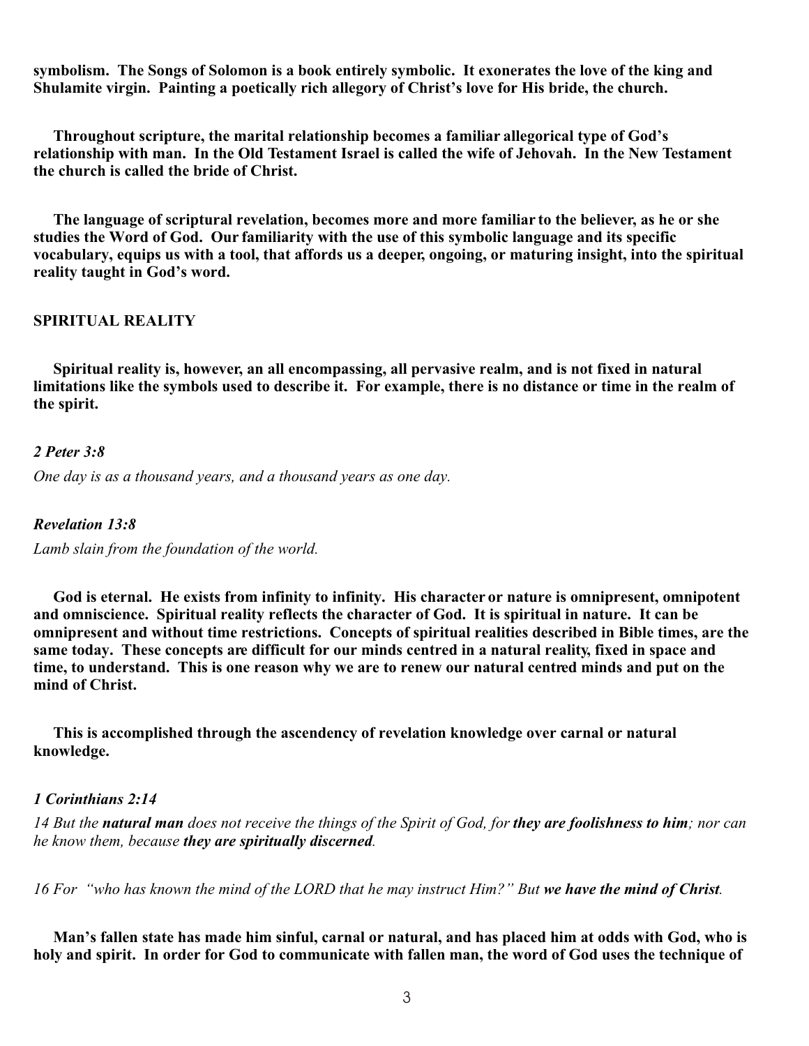**symbolism. The Songs of Solomon is a book entirely symbolic. It exonerates the love of the king and Shulamite virgin. Painting a poetically rich allegory of Christ's love for His bride, the church.**

**Throughout scripture, the marital relationship becomes a familiar allegorical type of God's relationship with man. In the Old Testament Israel is called the wife of Jehovah. In the New Testament the church is called the bride of Christ.**

**The language of scriptural revelation, becomes more and more familiar to the believer, as he or she studies the Word of God. Our familiarity with the use of this symbolic language and its specific vocabulary, equips us with a tool, that affords us a deeper, ongoing, or maturing insight, into the spiritual reality taught in God's word.**

## SPIRITUAL REALITY

**Spiritual reality is, however, an all encompassing, all pervasive realm, and is not fixed in natural limitations like the symbols used to describe it. For example, there is no distance or time in the realm of the spirit.**

***2 Peter 3:8***

*One day is as a thousand years, and a thousand years as one day.*

***Revelation 13:8***

*Lamb slain from the foundation of the world.*

**God is eternal. He exists from infinity to infinity. His character or nature is omnipresent, omnipotent and omniscience. Spiritual reality reflects the character of God. It is spiritual in nature. It can be omnipresent and without time restrictions. Concepts of spiritual realities described in Bible times, are the same today. These concepts are difficult for our minds centred in a natural reality, fixed in space and time, to understand. This is one reason why we are to renew our natural centred minds and put on the mind of Christ.**

**This is accomplished through the ascendency of revelation knowledge over carnal or natural knowledge.**

***1 Corinthians 2:14***

*14 But the **natural man** does not receive the things of the Spirit of God, for **they are foolishness to him**; nor can he know them, because **they are spiritually discerned**.*

*16 For "who has known the mind of the LORD that he may instruct Him?" But **we have the mind of Christ**.*

**Man's fallen state has made him sinful, carnal or natural, and has placed him at odds with God, who is holy and spirit. In order for God to communicate with fallen man, the word of God uses the technique of**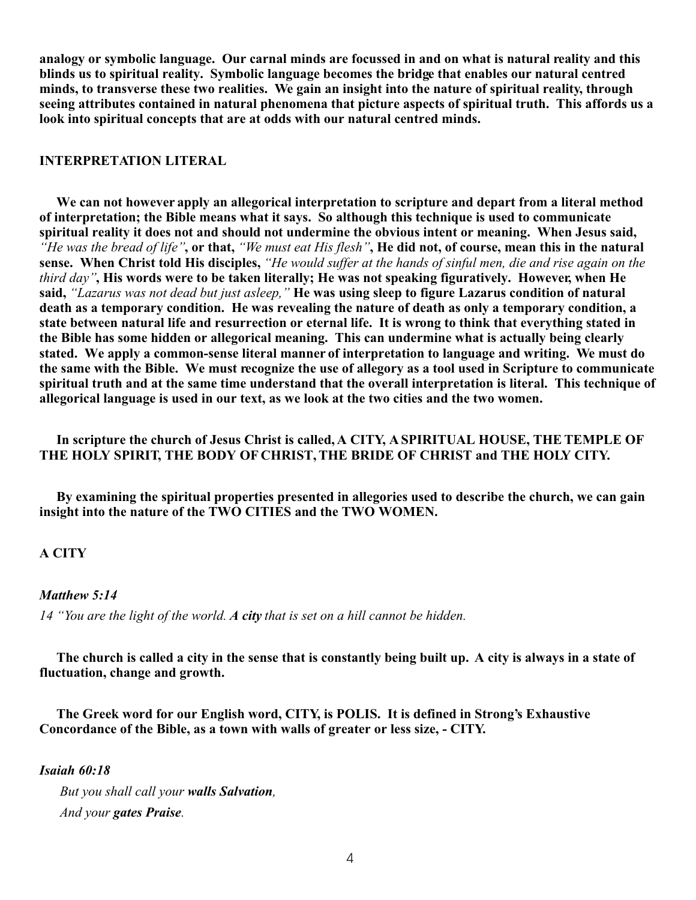**analogy or symbolic language. Our carnal minds are focussed in and on what is natural reality and this blinds us to spiritual reality. Symbolic language becomes the bridge that enables our natural centred minds, to transverse these two realities. We gain an insight into the nature of spiritual reality, through seeing attributes contained in natural phenomena that picture aspects of spiritual truth. This affords us a look into spiritual concepts that are at odds with our natural centred minds.**

## INTERPRETATION LITERAL

**We can not however apply an allegorical interpretation to scripture and depart from a literal method of interpretation; the Bible means what it says. So although this technique is used to communicate spiritual reality it does not and should not undermine the obvious intent or meaning. When Jesus said,** *"He was the bread of life"***, or that,** *"We must eat His flesh"***, He did not, of course, mean this in the natural sense. When Christ told His disciples,** *"He would suffer at the hands of sinful men, die and rise again on the third day"***, His words were to be taken literally; He was not speaking figuratively. However, when He said,** *"Lazarus was not dead but just asleep,"* **He was using sleep to figure Lazarus condition of natural death as a temporary condition. He was revealing the nature of death as only a temporary condition, a state between natural life and resurrection or eternal life. It is wrong to think that everything stated in the Bible has some hidden or allegorical meaning. This can undermine what is actually being clearly stated. We apply a common-sense literal manner of interpretation to language and writing. We must do the same with the Bible. We must recognize the use of allegory as a tool used in Scripture to communicate spiritual truth and at the same time understand that the overall interpretation is literal. This technique of allegorical language is used in our text, as we look at the two cities and the two women.**

**In scripture the church of Jesus Christ is called, A CITY, A SPIRITUAL HOUSE, THE TEMPLE OF THE HOLY SPIRIT, THE BODY OF CHRIST, THE BRIDE OF CHRIST and THE HOLY CITY.**

**By examining the spiritual properties presented in allegories used to describe the church, we can gain insight into the nature of the TWO CITIES and the TWO WOMEN.**

## A CITY

***Matthew 5:14***

*14 "You are the light of the world.* ***A city*** *that is set on a hill cannot be hidden.*

**The church is called a city in the sense that is constantly being built up. A city is always in a state of fluctuation, change and growth.**

**The Greek word for our English word, CITY, is POLIS. It is defined in Strong's Exhaustive Concordance of the Bible, as a town with walls of greater or less size, - CITY.**

***Isaiah 60:18***

*But you shall call your* ***walls Salvation****,*
*And your* ***gates Praise****.*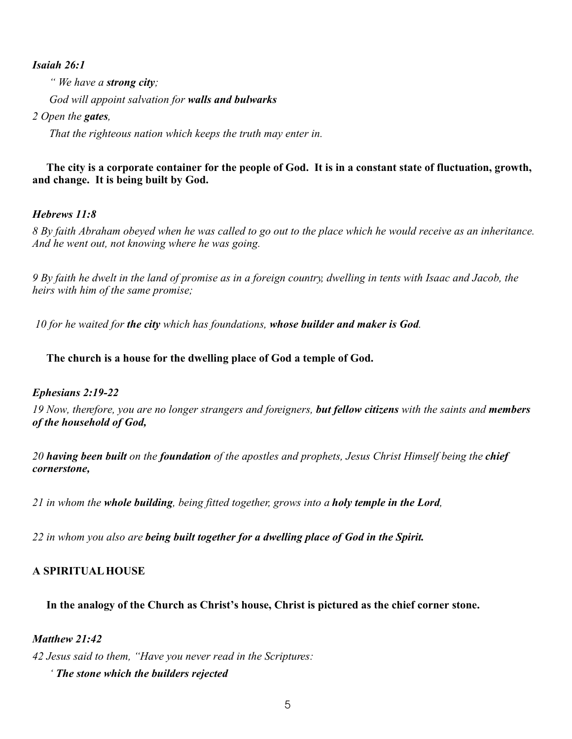***Isaiah 26:1***

*" We have a **strong city**;*

*God will appoint salvation for **walls and bulwarks***

*2 Open the **gates**,*

*That the righteous nation which keeps the truth may enter in.*

**The city is a corporate container for the people of God. It is in a constant state of fluctuation, growth, and change. It is being built by God.**

***Hebrews 11:8***

*8 By faith Abraham obeyed when he was called to go out to the place which he would receive as an inheritance. And he went out, not knowing where he was going.*

*9 By faith he dwelt in the land of promise as in a foreign country, dwelling in tents with Isaac and Jacob, the heirs with him of the same promise;*

*10 for he waited for **the city** which has foundations, **whose builder and maker is God**.*

**The church is a house for the dwelling place of God a temple of God.**

***Ephesians 2:19-22***

*19 Now, therefore, you are no longer strangers and foreigners, **but fellow citizens** with the saints and **members of the household of God,***

*20 **having been built** on the **foundation** of the apostles and prophets, Jesus Christ Himself being the **chief cornerstone,***

*21 in whom the **whole building**, being fitted together, grows into a **holy temple in the Lord**,*

*22 in whom you also are **being built together for a dwelling place of God in the Spirit.***

**A SPIRITUAL HOUSE**

**In the analogy of the Church as Christ's house, Christ is pictured as the chief corner stone.**

***Matthew 21:42***

*42 Jesus said to them, "Have you never read in the Scriptures:*

*' **The stone which the builders rejected***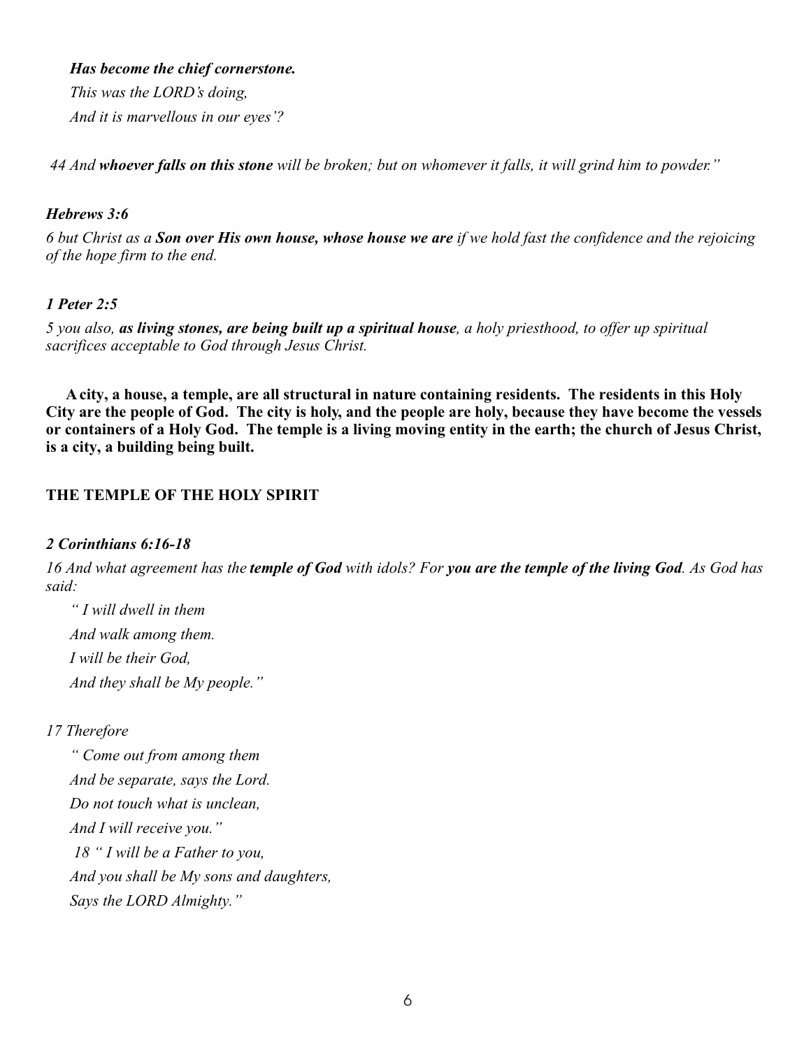***Has become the chief cornerstone.***

*This was the LORD's doing,*

*And it is marvellous in our eyes'?*

*44 And **whoever falls on this stone** will be broken; but on whomever it falls, it will grind him to powder."*

***Hebrews 3:6***

*6 but Christ as a **Son over His own house, whose house we are** if we hold fast the confidence and the rejoicing of the hope firm to the end.*

***1 Peter 2:5***

*5 you also, **as living stones, are being built up a spiritual house**, a holy priesthood, to offer up spiritual sacrifices acceptable to God through Jesus Christ.*

**A city, a house, a temple, are all structural in nature containing residents. The residents in this Holy City are the people of God. The city is holy, and the people are holy, because they have become the vessels or containers of a Holy God. The temple is a living moving entity in the earth; the church of Jesus Christ, is a city, a building being built.**

## THE TEMPLE OF THE HOLY SPIRIT

***2 Corinthians 6:16-18***

*16 And what agreement has the **temple of God** with idols? For **you are the temple of the living God**. As God has said:*

*" I will dwell in them*

*And walk among them.*

*I will be their God,*

*And they shall be My people."*

*17 Therefore*

*" Come out from among them*

*And be separate, says the Lord.*

*Do not touch what is unclean,*

*And I will receive you."*

*18 " I will be a Father to you,*

*And you shall be My sons and daughters,*

*Says the LORD Almighty."*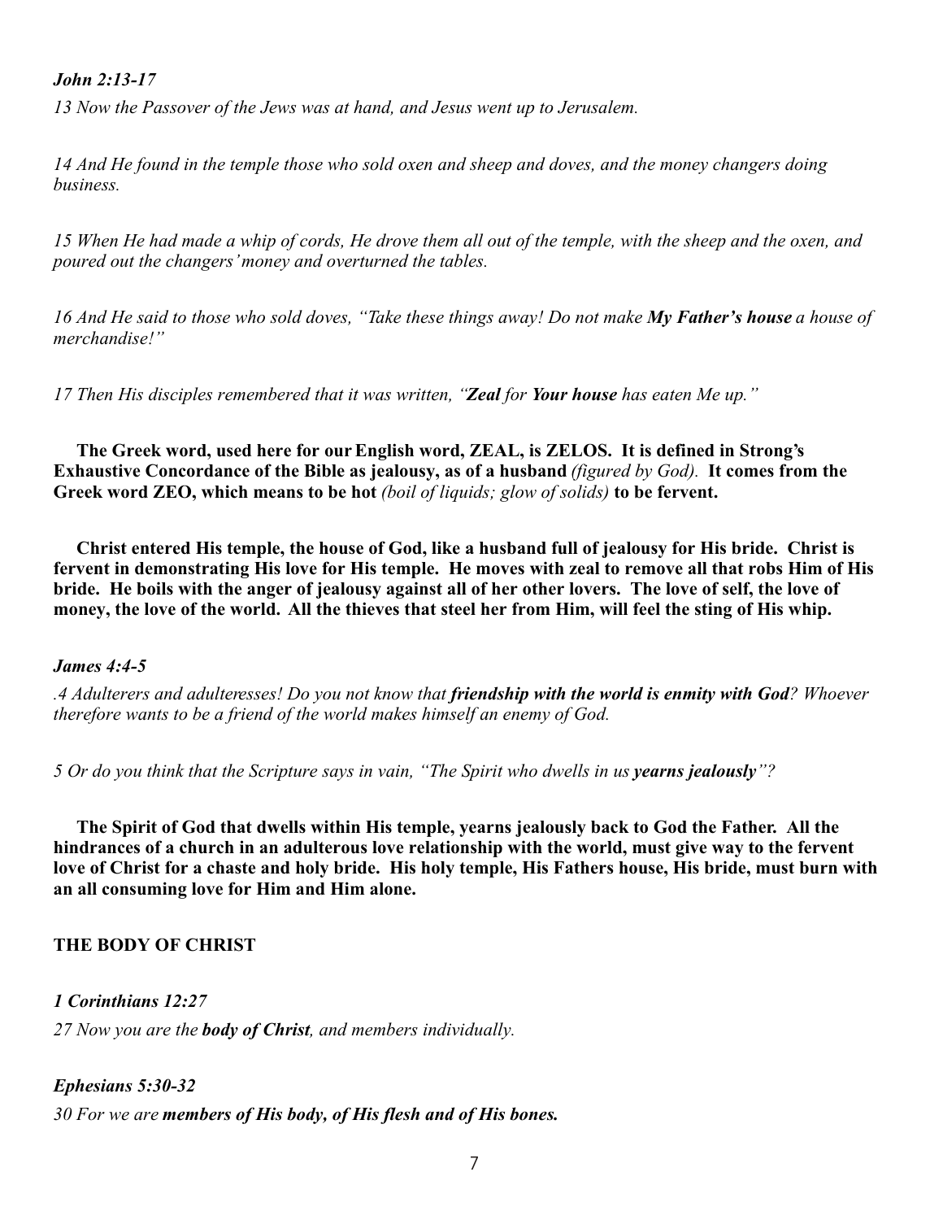***John 2:13-17***

*13 Now the Passover of the Jews was at hand, and Jesus went up to Jerusalem.*

*14 And He found in the temple those who sold oxen and sheep and doves, and the money changers doing business.*

*15 When He had made a whip of cords, He drove them all out of the temple, with the sheep and the oxen, and poured out the changers' money and overturned the tables.*

*16 And He said to those who sold doves, "Take these things away! Do not make **My Father's house** a house of merchandise!"*

*17 Then His disciples remembered that it was written, "**Zeal** for **Your house** has eaten Me up."*

**The Greek word, used here for our English word, ZEAL, is ZELOS. It is defined in Strong's Exhaustive Concordance of the Bible as jealousy, as of a husband** *(figured by God).* **It comes from the Greek word ZEO, which means to be hot** *(boil of liquids; glow of solids)* **to be fervent.**

**Christ entered His temple, the house of God, like a husband full of jealousy for His bride. Christ is fervent in demonstrating His love for His temple. He moves with zeal to remove all that robs Him of His bride. He boils with the anger of jealousy against all of her other lovers. The love of self, the love of money, the love of the world. All the thieves that steel her from Him, will feel the sting of His whip.**

***James 4:4-5***

*.4 Adulterers and adulteresses! Do you not know that **friendship with the world is enmity with God**? Whoever therefore wants to be a friend of the world makes himself an enemy of God.*

*5 Or do you think that the Scripture says in vain, "The Spirit who dwells in us **yearns jealously**"?*

**The Spirit of God that dwells within His temple, yearns jealously back to God the Father. All the hindrances of a church in an adulterous love relationship with the world, must give way to the fervent love of Christ for a chaste and holy bride. His holy temple, His Fathers house, His bride, must burn with an all consuming love for Him and Him alone.**

**THE BODY OF CHRIST**

***1 Corinthians 12:27***

*27 Now you are the **body of Christ**, and members individually.*

***Ephesians 5:30-32***

*30 For we are **members of His body, of His flesh and of His bones.***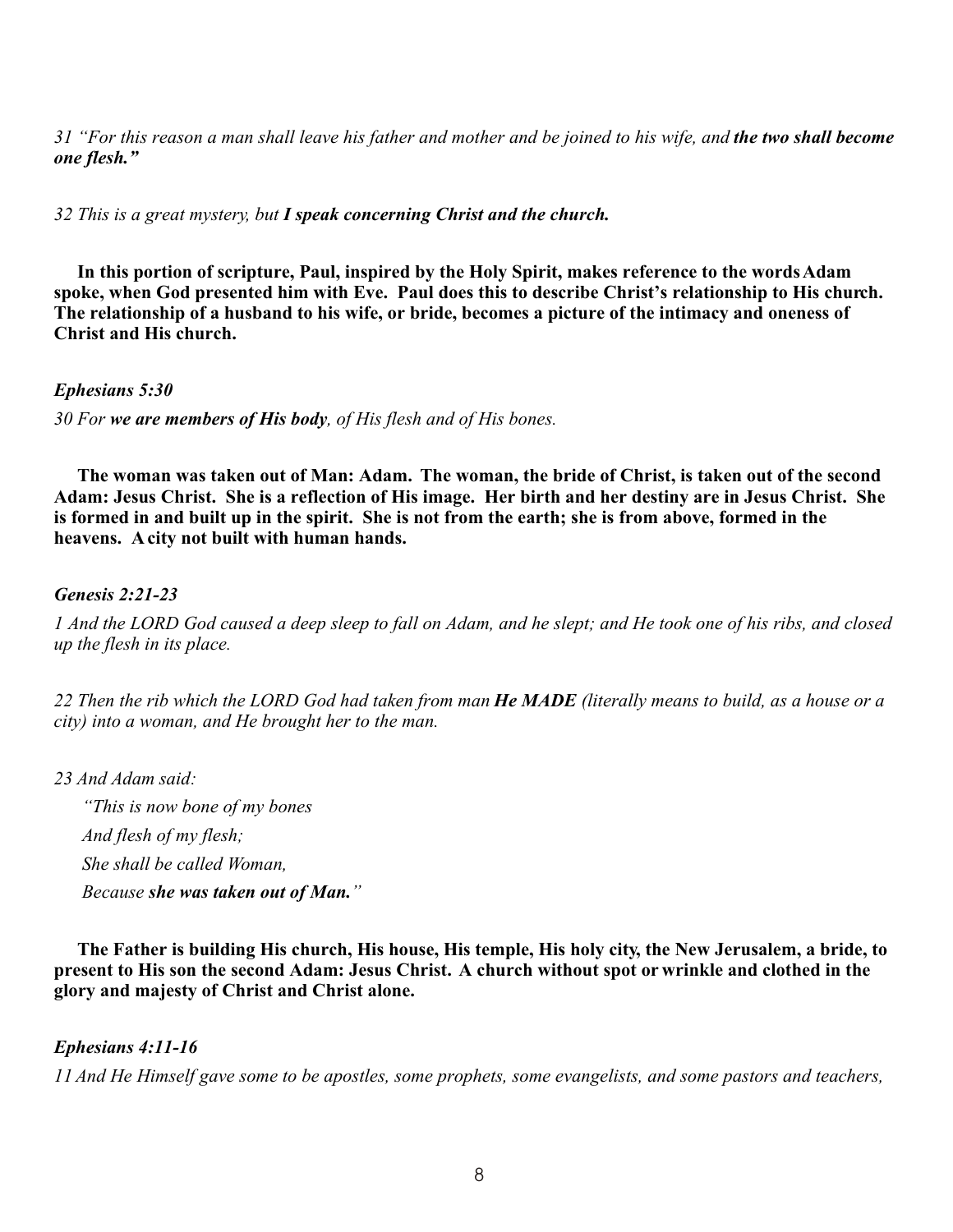*31 "For this reason a man shall leave his father and mother and be joined to his wife, and **the two shall become one flesh."***

*32 This is a great mystery, but **I speak concerning Christ and the church.***

**In this portion of scripture, Paul, inspired by the Holy Spirit, makes reference to the words Adam spoke, when God presented him with Eve. Paul does this to describe Christ's relationship to His church. The relationship of a husband to his wife, or bride, becomes a picture of the intimacy and oneness of Christ and His church.**

***Ephesians 5:30***

*30 For **we are members of His body**, of His flesh and of His bones.*

**The woman was taken out of Man: Adam. The woman, the bride of Christ, is taken out of the second Adam: Jesus Christ. She is a reflection of His image. Her birth and her destiny are in Jesus Christ. She is formed in and built up in the spirit. She is not from the earth; she is from above, formed in the heavens. A city not built with human hands.**

***Genesis 2:21-23***

*1 And the LORD God caused a deep sleep to fall on Adam, and he slept; and He took one of his ribs, and closed up the flesh in its place.*

*22 Then the rib which the LORD God had taken from man **He MADE** (literally means to build, as a house or a city) into a woman, and He brought her to the man.*

*23 And Adam said:*

*"This is now bone of my bones*
*And flesh of my flesh;*
*She shall be called Woman,*
*Because **she was taken out of Man."***

**The Father is building His church, His house, His temple, His holy city, the New Jerusalem, a bride, to present to His son the second Adam: Jesus Christ. A church without spot or wrinkle and clothed in the glory and majesty of Christ and Christ alone.**

***Ephesians 4:11-16***

*11 And He Himself gave some to be apostles, some prophets, some evangelists, and some pastors and teachers,*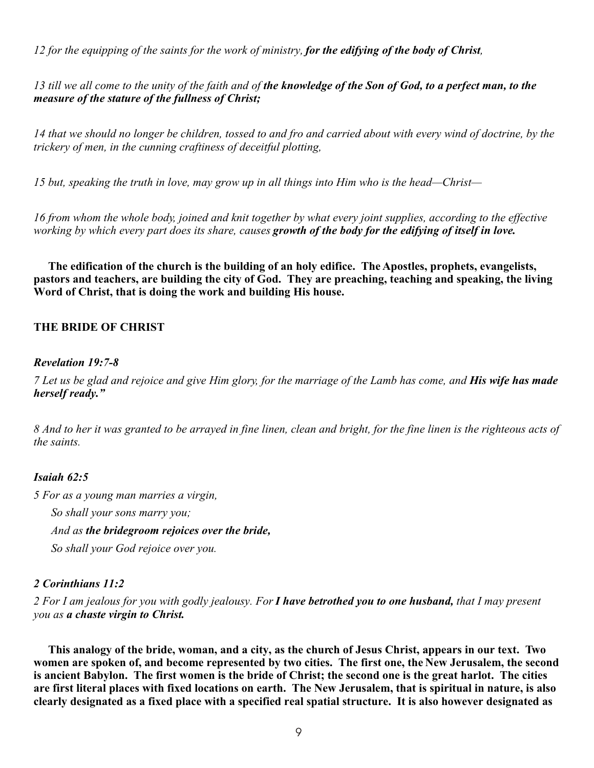*12 for the equipping of the saints for the work of ministry, **for the edifying of the body of Christ,***

*13 till we all come to the unity of the faith and of **the knowledge of the Son of God, to a perfect man, to the measure of the stature of the fullness of Christ;***

*14 that we should no longer be children, tossed to and fro and carried about with every wind of doctrine, by the trickery of men, in the cunning craftiness of deceitful plotting,*

*15 but, speaking the truth in love, may grow up in all things into Him who is the head—Christ—*

*16 from whom the whole body, joined and knit together by what every joint supplies, according to the effective working by which every part does its share, causes **growth of the body for the edifying of itself in love.***

**The edification of the church is the building of an holy edifice. The Apostles, prophets, evangelists, pastors and teachers, are building the city of God. They are preaching, teaching and speaking, the living Word of Christ, that is doing the work and building His house.**

## THE BRIDE OF CHRIST

***Revelation 19:7-8***

*7 Let us be glad and rejoice and give Him glory, for the marriage of the Lamb has come, and **His wife has made herself ready."***

*8 And to her it was granted to be arrayed in fine linen, clean and bright, for the fine linen is the righteous acts of the saints.*

***Isaiah 62:5***

*5 For as a young man marries a virgin,*
*So shall your sons marry you;*
*And as **the bridegroom rejoices over the bride,***
*So shall your God rejoice over you.*

***2 Corinthians 11:2***

*2 For I am jealous for you with godly jealousy. For **I have betrothed you to one husband,** that I may present you as **a chaste virgin to Christ.***

**This analogy of the bride, woman, and a city, as the church of Jesus Christ, appears in our text. Two women are spoken of, and become represented by two cities. The first one, the New Jerusalem, the second is ancient Babylon. The first women is the bride of Christ; the second one is the great harlot. The cities are first literal places with fixed locations on earth. The New Jerusalem, that is spiritual in nature, is also clearly designated as a fixed place with a specified real spatial structure. It is also however designated as**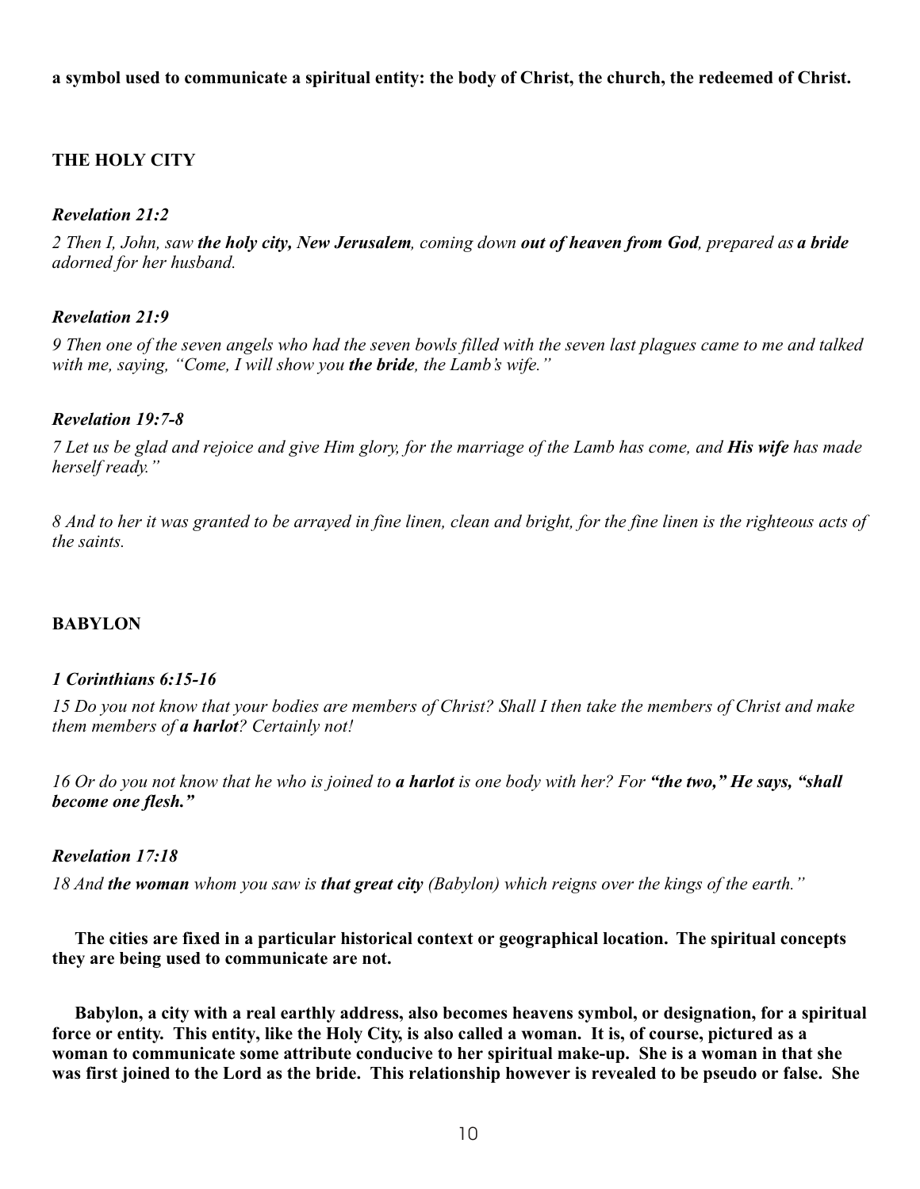**a symbol used to communicate a spiritual entity: the body of Christ, the church, the redeemed of Christ.**

## THE HOLY CITY

***Revelation 21:2***

*2 Then I, John, saw **the holy city, New Jerusalem**, coming down **out of heaven from God**, prepared as **a bride** adorned for her husband.*

***Revelation 21:9***

*9 Then one of the seven angels who had the seven bowls filled with the seven last plagues came to me and talked with me, saying, "Come, I will show you **the bride**, the Lamb's wife."*

***Revelation 19:7-8***

*7 Let us be glad and rejoice and give Him glory, for the marriage of the Lamb has come, and **His wife** has made herself ready."*

*8 And to her it was granted to be arrayed in fine linen, clean and bright, for the fine linen is the righteous acts of the saints.*

## BABYLON

***1 Corinthians 6:15-16***

*15 Do you not know that your bodies are members of Christ? Shall I then take the members of Christ and make them members of **a harlot**? Certainly not!*

*16 Or do you not know that he who is joined to **a harlot** is one body with her? For **"the two," He says, "shall become one flesh."***

***Revelation 17:18***

*18 And **the woman** whom you saw is **that great city** (Babylon) which reigns over the kings of the earth."*

**The cities are fixed in a particular historical context or geographical location. The spiritual concepts they are being used to communicate are not.**

**Babylon, a city with a real earthly address, also becomes heavens symbol, or designation, for a spiritual force or entity. This entity, like the Holy City, is also called a woman. It is, of course, pictured as a woman to communicate some attribute conducive to her spiritual make-up. She is a woman in that she was first joined to the Lord as the bride. This relationship however is revealed to be pseudo or false. She**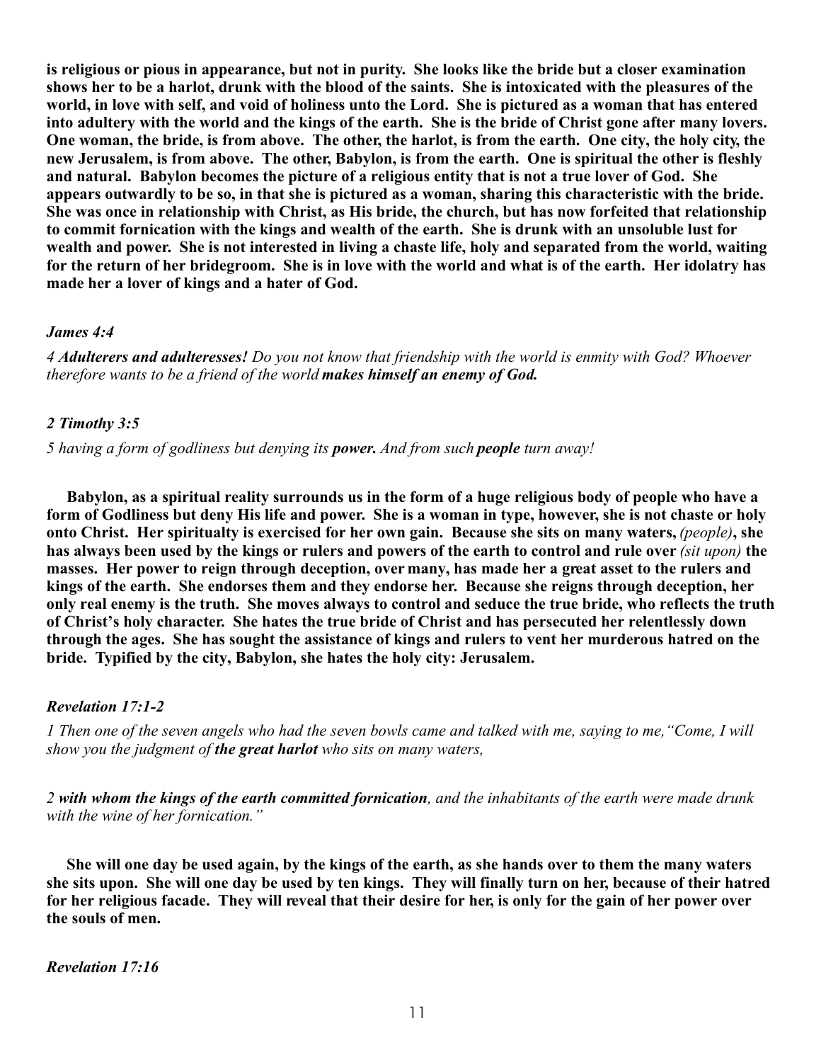**is religious or pious in appearance, but not in purity. She looks like the bride but a closer examination shows her to be a harlot, drunk with the blood of the saints. She is intoxicated with the pleasures of the world, in love with self, and void of holiness unto the Lord. She is pictured as a woman that has entered into adultery with the world and the kings of the earth. She is the bride of Christ gone after many lovers. One woman, the bride, is from above. The other, the harlot, is from the earth. One city, the holy city, the new Jerusalem, is from above. The other, Babylon, is from the earth. One is spiritual the other is fleshly and natural. Babylon becomes the picture of a religious entity that is not a true lover of God. She appears outwardly to be so, in that she is pictured as a woman, sharing this characteristic with the bride. She was once in relationship with Christ, as His bride, the church, but has now forfeited that relationship to commit fornication with the kings and wealth of the earth. She is drunk with an unsoluble lust for wealth and power. She is not interested in living a chaste life, holy and separated from the world, waiting for the return of her bridegroom. She is in love with the world and what is of the earth. Her idolatry has made her a lover of kings and a hater of God.**

***James 4:4***

*4* ***Adulterers and adulteresses!*** *Do you not know that friendship with the world is enmity with God? Whoever therefore wants to be a friend of the world* ***makes himself an enemy of God.***

***2 Timothy 3:5***

*5 having a form of godliness but denying its* ***power.*** *And from such* ***people*** *turn away!*

**Babylon, as a spiritual reality surrounds us in the form of a huge religious body of people who have a form of Godliness but deny His life and power. She is a woman in type, however, she is not chaste or holy onto Christ. Her spiritualty is exercised for her own gain. Because she sits on many waters,** *(people)***, she has always been used by the kings or rulers and powers of the earth to control and rule over** *(sit upon)* **the masses. Her power to reign through deception, over many, has made her a great asset to the rulers and kings of the earth. She endorses them and they endorse her. Because she reigns through deception, her only real enemy is the truth. She moves always to control and seduce the true bride, who reflects the truth of Christ's holy character. She hates the true bride of Christ and has persecuted her relentlessly down through the ages. She has sought the assistance of kings and rulers to vent her murderous hatred on the bride. Typified by the city, Babylon, she hates the holy city: Jerusalem.**

***Revelation 17:1-2***

*1 Then one of the seven angels who had the seven bowls came and talked with me, saying to me,"Come, I will show you the judgment of* ***the great harlot*** *who sits on many waters,*

*2* ***with whom the kings of the earth committed fornication****, and the inhabitants of the earth were made drunk with the wine of her fornication."*

**She will one day be used again, by the kings of the earth, as she hands over to them the many waters she sits upon. She will one day be used by ten kings. They will finally turn on her, because of their hatred for her religious facade. They will reveal that their desire for her, is only for the gain of her power over the souls of men.**

***Revelation 17:16***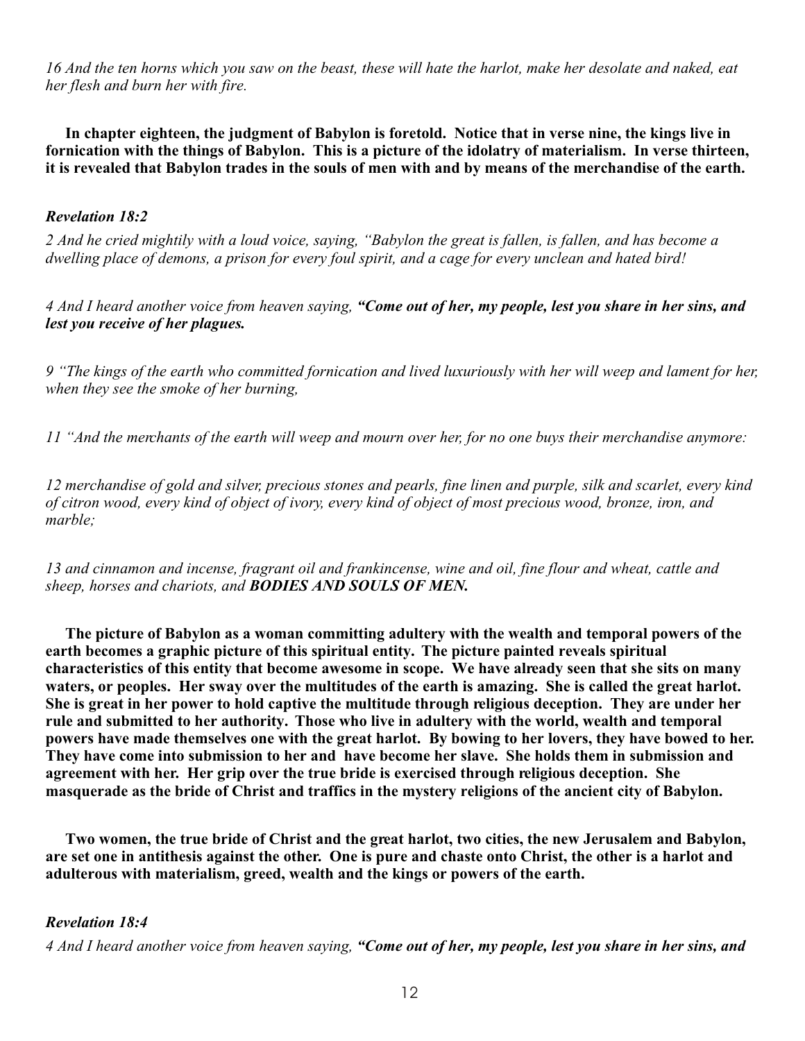*16 And the ten horns which you saw on the beast, these will hate the harlot, make her desolate and naked, eat her flesh and burn her with fire.*

**In chapter eighteen, the judgment of Babylon is foretold. Notice that in verse nine, the kings live in fornication with the things of Babylon. This is a picture of the idolatry of materialism. In verse thirteen, it is revealed that Babylon trades in the souls of men with and by means of the merchandise of the earth.**

***Revelation 18:2***

*2 And he cried mightily with a loud voice, saying, "Babylon the great is fallen, is fallen, and has become a dwelling place of demons, a prison for every foul spirit, and a cage for every unclean and hated bird!*

*4 And I heard another voice from heaven saying,* ***"Come out of her, my people, lest you share in her sins, and lest you receive of her plagues.***

*9 "The kings of the earth who committed fornication and lived luxuriously with her will weep and lament for her, when they see the smoke of her burning,*

*11 "And the merchants of the earth will weep and mourn over her, for no one buys their merchandise anymore:*

*12 merchandise of gold and silver, precious stones and pearls, fine linen and purple, silk and scarlet, every kind of citron wood, every kind of object of ivory, every kind of object of most precious wood, bronze, iron, and marble;*

*13 and cinnamon and incense, fragrant oil and frankincense, wine and oil, fine flour and wheat, cattle and sheep, horses and chariots, and* ***BODIES AND SOULS OF MEN.***

**The picture of Babylon as a woman committing adultery with the wealth and temporal powers of the earth becomes a graphic picture of this spiritual entity. The picture painted reveals spiritual characteristics of this entity that become awesome in scope. We have already seen that she sits on many waters, or peoples. Her sway over the multitudes of the earth is amazing. She is called the great harlot. She is great in her power to hold captive the multitude through religious deception. They are under her rule and submitted to her authority. Those who live in adultery with the world, wealth and temporal powers have made themselves one with the great harlot. By bowing to her lovers, they have bowed to her. They have come into submission to her and have become her slave. She holds them in submission and agreement with her. Her grip over the true bride is exercised through religious deception. She masquerade as the bride of Christ and traffics in the mystery religions of the ancient city of Babylon.**

**Two women, the true bride of Christ and the great harlot, two cities, the new Jerusalem and Babylon, are set one in antithesis against the other. One is pure and chaste onto Christ, the other is a harlot and adulterous with materialism, greed, wealth and the kings or powers of the earth.**

***Revelation 18:4***

*4 And I heard another voice from heaven saying,* ***"Come out of her, my people, lest you share in her sins, and***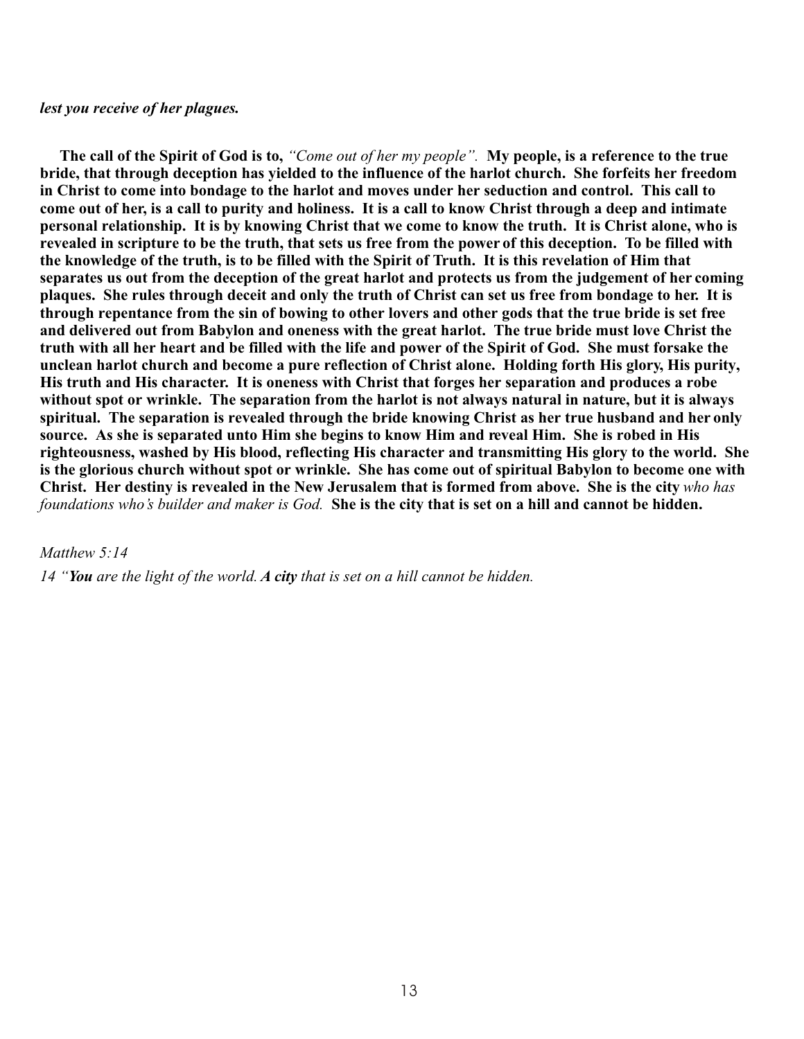***lest you receive of her plagues.***

**The call of the Spirit of God is to,** *"Come out of her my people".* **My people, is a reference to the true bride, that through deception has yielded to the influence of the harlot church. She forfeits her freedom in Christ to come into bondage to the harlot and moves under her seduction and control. This call to come out of her, is a call to purity and holiness. It is a call to know Christ through a deep and intimate personal relationship. It is by knowing Christ that we come to know the truth. It is Christ alone, who is revealed in scripture to be the truth, that sets us free from the power of this deception. To be filled with the knowledge of the truth, is to be filled with the Spirit of Truth. It is this revelation of Him that separates us out from the deception of the great harlot and protects us from the judgement of her coming plaques. She rules through deceit and only the truth of Christ can set us free from bondage to her. It is through repentance from the sin of bowing to other lovers and other gods that the true bride is set free and delivered out from Babylon and oneness with the great harlot. The true bride must love Christ the truth with all her heart and be filled with the life and power of the Spirit of God. She must forsake the unclean harlot church and become a pure reflection of Christ alone. Holding forth His glory, His purity, His truth and His character. It is oneness with Christ that forges her separation and produces a robe without spot or wrinkle. The separation from the harlot is not always natural in nature, but it is always spiritual. The separation is revealed through the bride knowing Christ as her true husband and her only source. As she is separated unto Him she begins to know Him and reveal Him. She is robed in His righteousness, washed by His blood, reflecting His character and transmitting His glory to the world. She is the glorious church without spot or wrinkle. She has come out of spiritual Babylon to become one with Christ. Her destiny is revealed in the New Jerusalem that is formed from above. She is the city** *who has foundations who's builder and maker is God.* **She is the city that is set on a hill and cannot be hidden.**

*Matthew 5:14*

*14 "**You** are the light of the world. **A city** that is set on a hill cannot be hidden.*